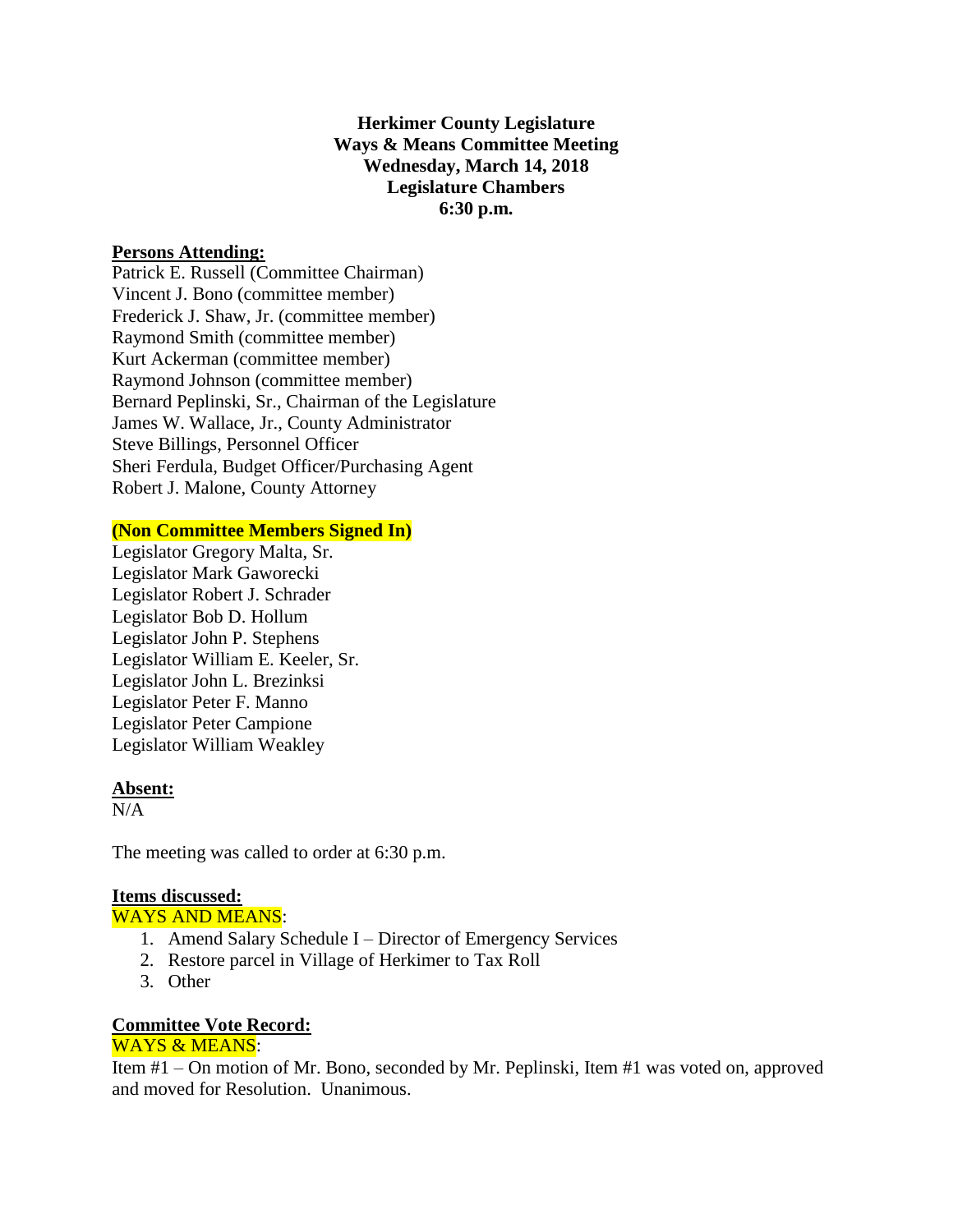**Herkimer County Legislature**
**Ways & Means Committee Meeting**
**Wednesday, March 14, 2018**
**Legislature Chambers**
**6:30 p.m.**

**Persons Attending:**

Patrick E. Russell (Committee Chairman)
Vincent J. Bono (committee member)
Frederick J. Shaw, Jr. (committee member)
Raymond Smith (committee member)
Kurt Ackerman (committee member)
Raymond Johnson (committee member)
Bernard Peplinski, Sr., Chairman of the Legislature
James W. Wallace, Jr., County Administrator
Steve Billings, Personnel Officer
Sheri Ferdula, Budget Officer/Purchasing Agent
Robert J. Malone, County Attorney

**(Non Committee Members Signed In)**

Legislator Gregory Malta, Sr.
Legislator Mark Gaworecki
Legislator Robert J. Schrader
Legislator Bob D. Hollum
Legislator John P. Stephens
Legislator William E. Keeler, Sr.
Legislator John L. Brezinksi
Legislator Peter F. Manno
Legislator Peter Campione
Legislator William Weakley

**Absent:**

N/A

The meeting was called to order at 6:30 p.m.

**Items discussed:**

WAYS AND MEANS:

1. Amend Salary Schedule I – Director of Emergency Services
2. Restore parcel in Village of Herkimer to Tax Roll
3. Other

**Committee Vote Record:**

WAYS & MEANS:

Item #1 – On motion of Mr. Bono, seconded by Mr. Peplinski, Item #1 was voted on, approved and moved for Resolution. Unanimous.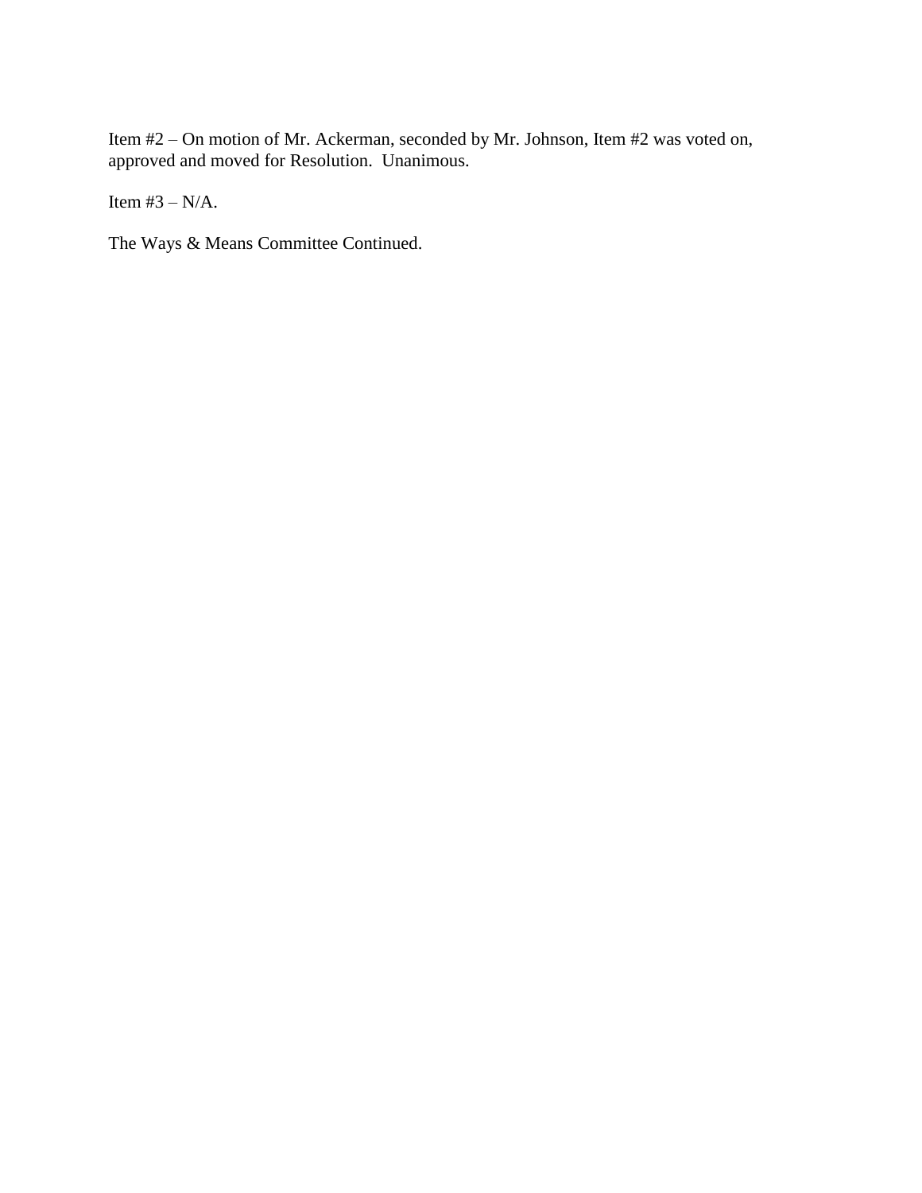Item #2 – On motion of Mr. Ackerman, seconded by Mr. Johnson, Item #2 was voted on, approved and moved for Resolution.  Unanimous.

Item #3 – N/A.

The Ways & Means Committee Continued.